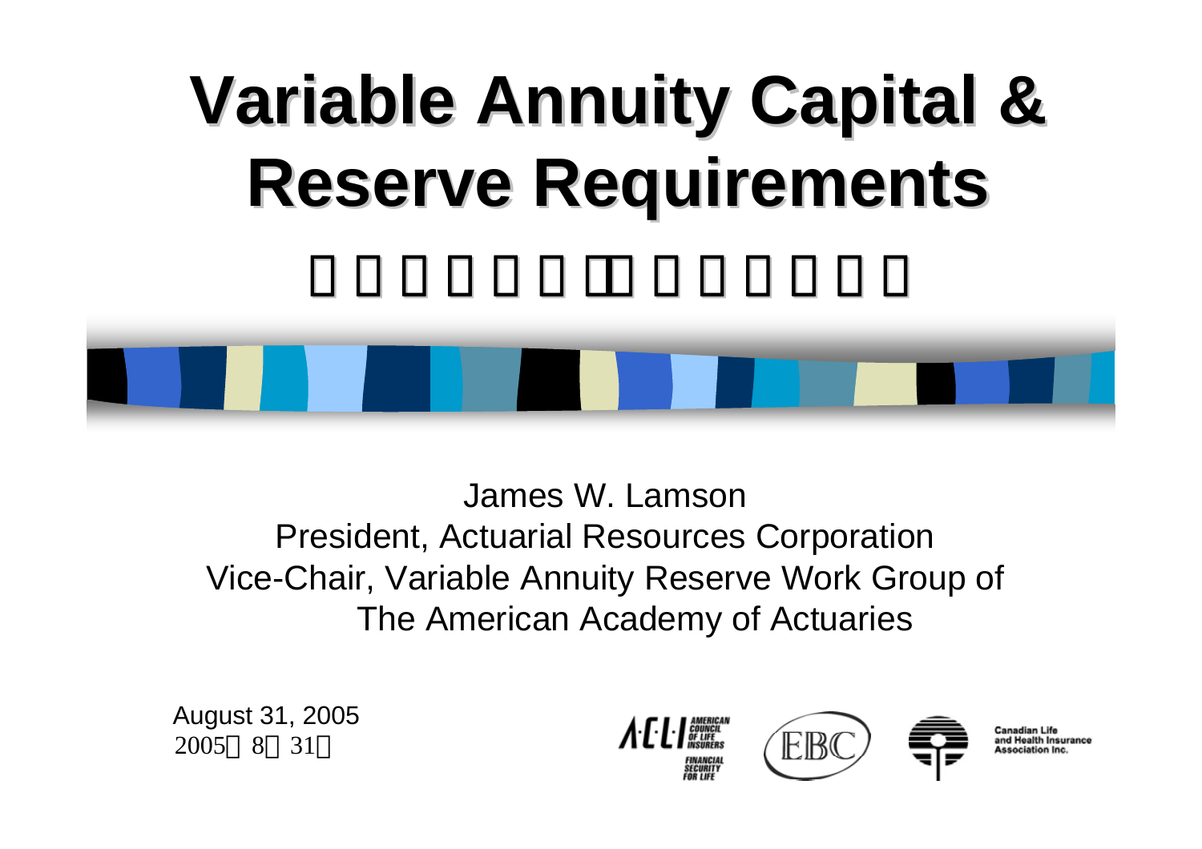# Variable Annuity Capital & Reserve Requirements

James W. Lamson
President, Actuarial Resources Corporation
Vice-Chair, Variable Annuity Reserve Work Group of The American Academy of Actuaries

August 31, 2005
2005 8 31

ACLI American Council of Life Insurers — Financial Security for Life

EBC

Canadian Life and Health Insurance Association Inc.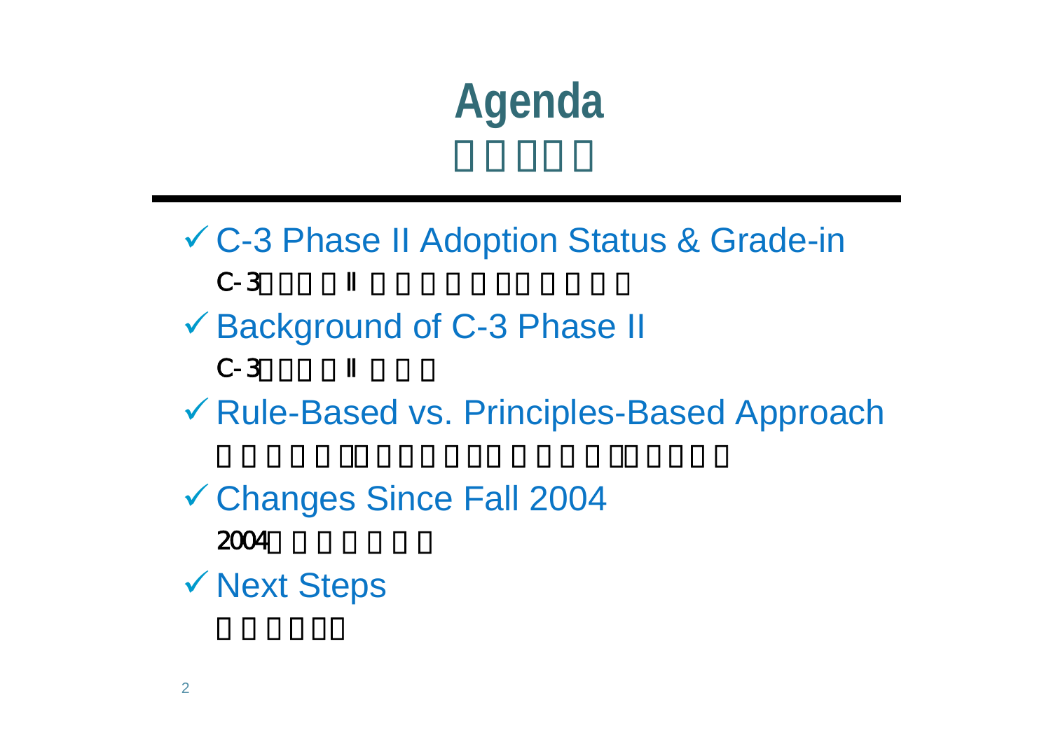# Agenda

- ✓ C-3 Phase II Adoption Status & Grade-in

  C-3 II

- ✓ Background of C-3 Phase II

  C-3 II

- ✓ Rule-Based vs. Principles-Based Approach

- ✓ Changes Since Fall 2004

  2004

- ✓ Next Steps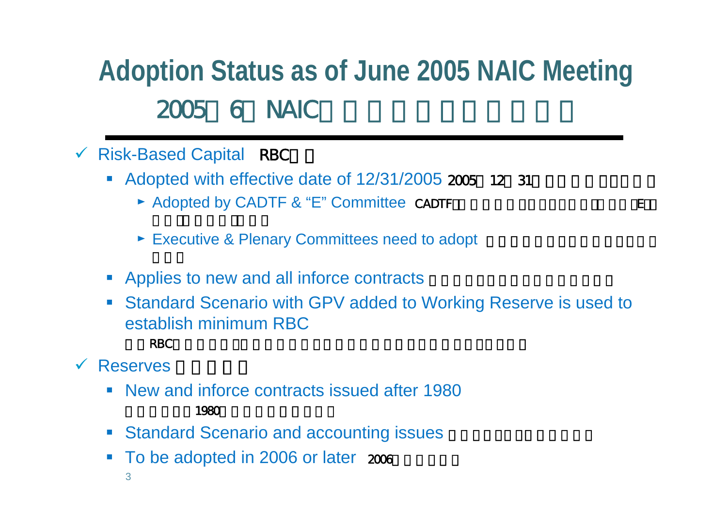# Adoption Status as of June 2005 NAIC Meeting

## 2005 6 NAIC

- ✓ Risk-Based Capital RBC
  - Adopted with effective date of 12/31/2005 2005 12 31
    - ► Adopted by CADTF & "E" Committee CADTF E
    - ► Executive & Plenary Committees need to adopt
  - Applies to new and all inforce contracts
  - Standard Scenario with GPV added to Working Reserve is used to establish minimum RBC

    RBC
- ✓ Reserves
  - New and inforce contracts issued after 1980

    1980
  - Standard Scenario and accounting issues
  - To be adopted in 2006 or later 2006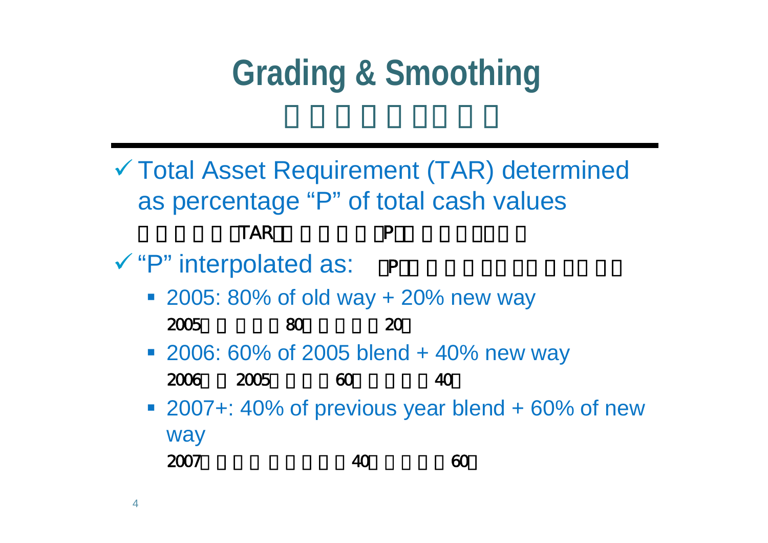# Grading & Smoothing

□□□□□□□□

- ✓ Total Asset Requirement (TAR) determined as percentage “P” of total cash values

  □□□□□□TAR□□□□□□P□□□□□□□□
- ✓ “P” interpolated as: □P□□□□□□□□□□□□□
  - 2005: 80% of old way + 20% new way

    2005□□□□□80□□□□□20□
  - 2006: 60% of 2005 blend + 40% new way

    2006□□2005□□□□60□□□□□40□
  - 2007+: 40% of previous year blend + 60% of new way

    2007□□□□□□□□□40□□□□□60□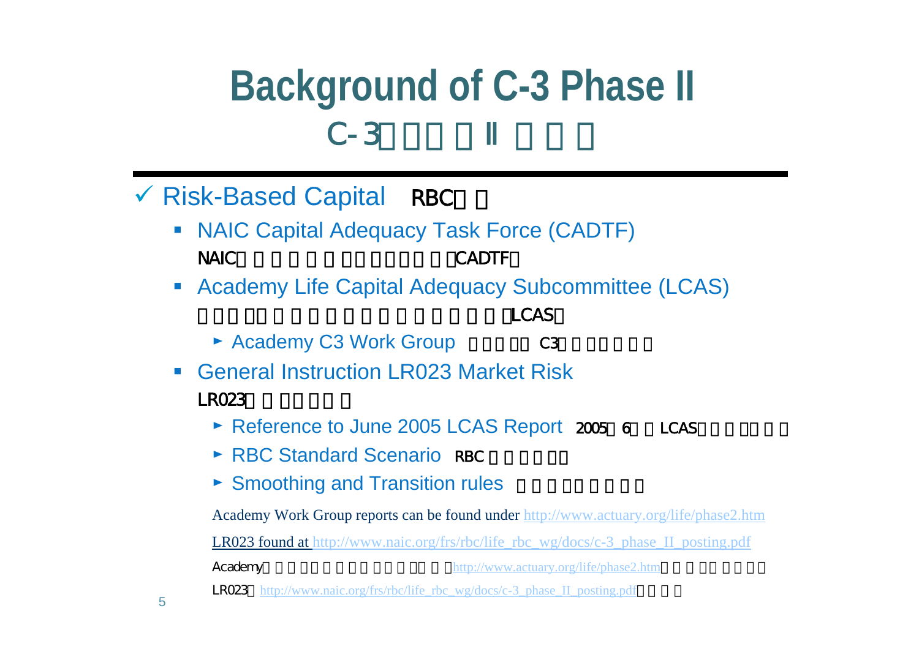# Background of C-3 Phase II

## C-3 II

- ✓ Risk-Based Capital　RBC
  - NAIC Capital Adequacy Task Force (CADTF)
    NAIC（CADTF）
  - Academy Life Capital Adequacy Subcommittee (LCAS)
    （LCAS）
    - ► Academy C3 Work Group　C3
  - General Instruction LR023 Market Risk
    LR023
    - ► Reference to June 2005 LCAS Report　2005 6 LCAS
    - ► RBC Standard Scenario　RBC
    - ► Smoothing and Transition rules

Academy Work Group reports can be found under http://www.actuary.org/life/phase2.htm

LR023 found at http://www.naic.org/frs/rbc/life_rbc_wg/docs/c-3_phase_II_posting.pdf

Academy http://www.actuary.org/life/phase2.htm

LR023 http://www.naic.org/frs/rbc/life_rbc_wg/docs/c-3_phase_II_posting.pdf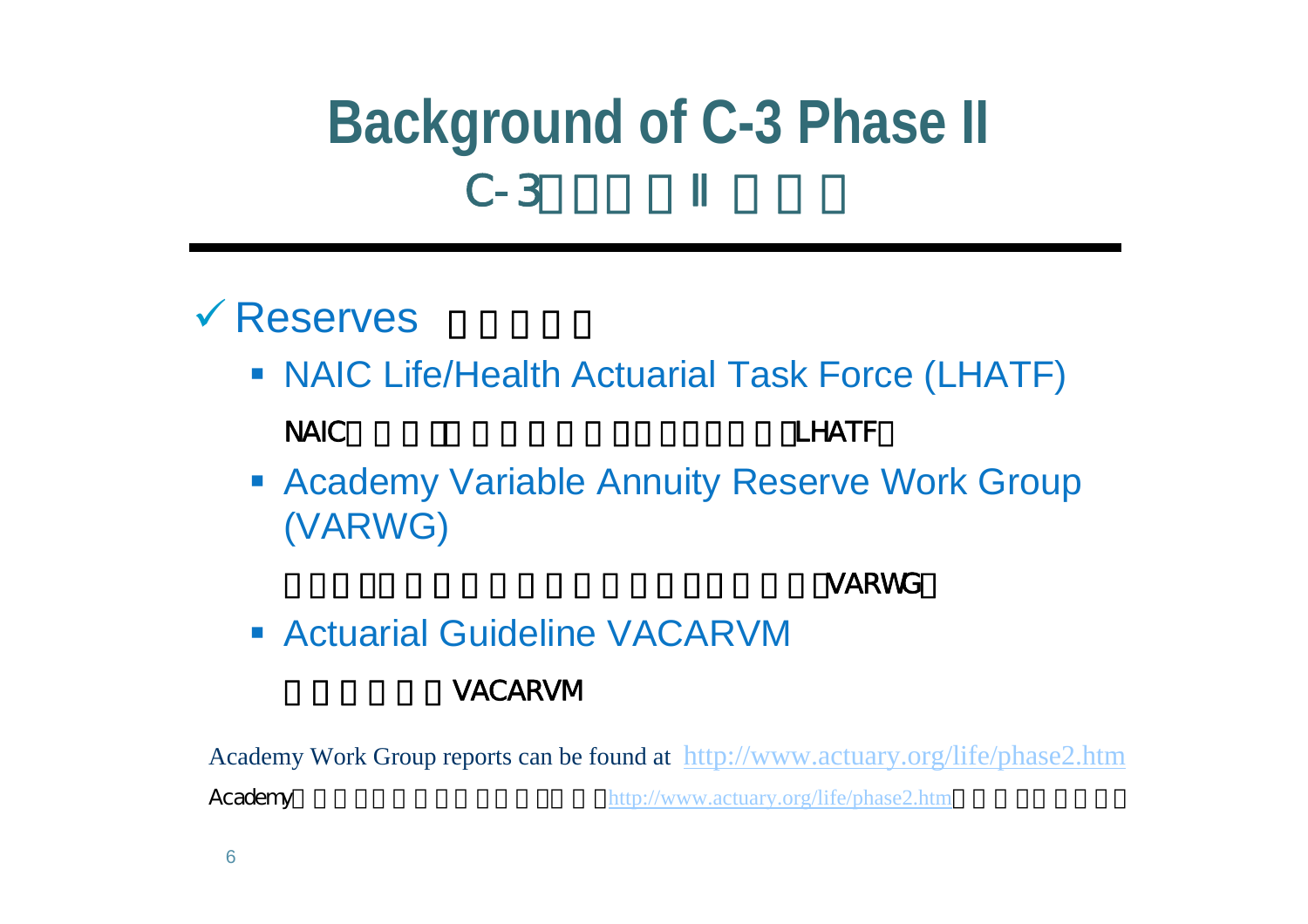# Background of C-3 Phase II

C-3

- Reserves
  - NAIC Life/Health Actuarial Task Force (LHATF)

    NAIC (LHATF)
  - Academy Variable Annuity Reserve Work Group (VARWG)

    VARWG
  - Actuarial Guideline VACARVM

    VACARVM

Academy Work Group reports can be found at http://www.actuary.org/life/phase2.htm

Academy http://www.actuary.org/life/phase2.htm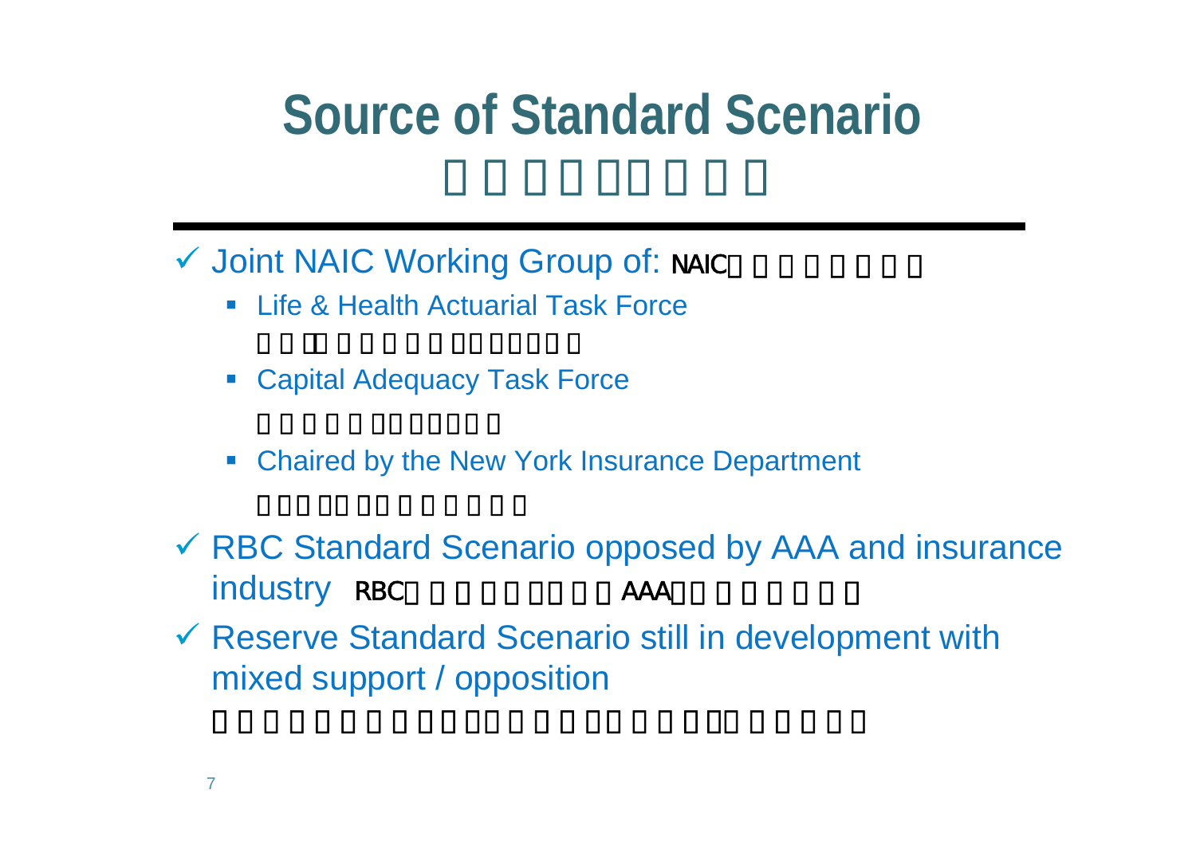# Source of Standard Scenario

- ✓ Joint NAIC Working Group of: NAIC
  - Life & Health Actuarial Task Force
  - Capital Adequacy Task Force
  - Chaired by the New York Insurance Department
- ✓ RBC Standard Scenario opposed by AAA and insurance industry RBC AAA
- ✓ Reserve Standard Scenario still in development with mixed support / opposition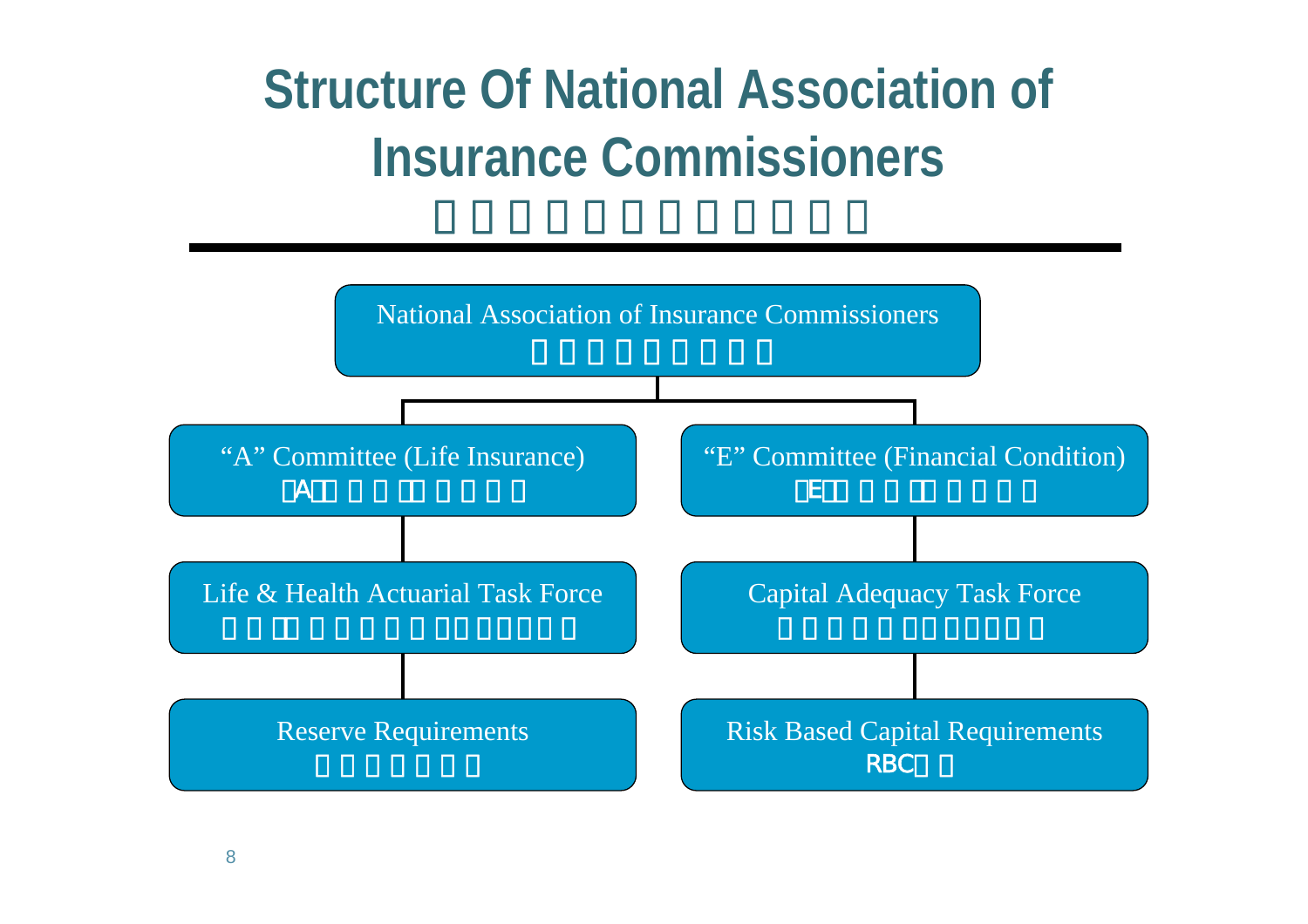# Structure Of National Association of Insurance Commissioners

- National Association of Insurance Commissioners
  - "A" Committee (Life Insurance)
    - Life & Health Actuarial Task Force
      - Reserve Requirements
  - "E" Committee (Financial Condition)
    - Capital Adequacy Task Force
      - Risk Based Capital Requirements

        RBC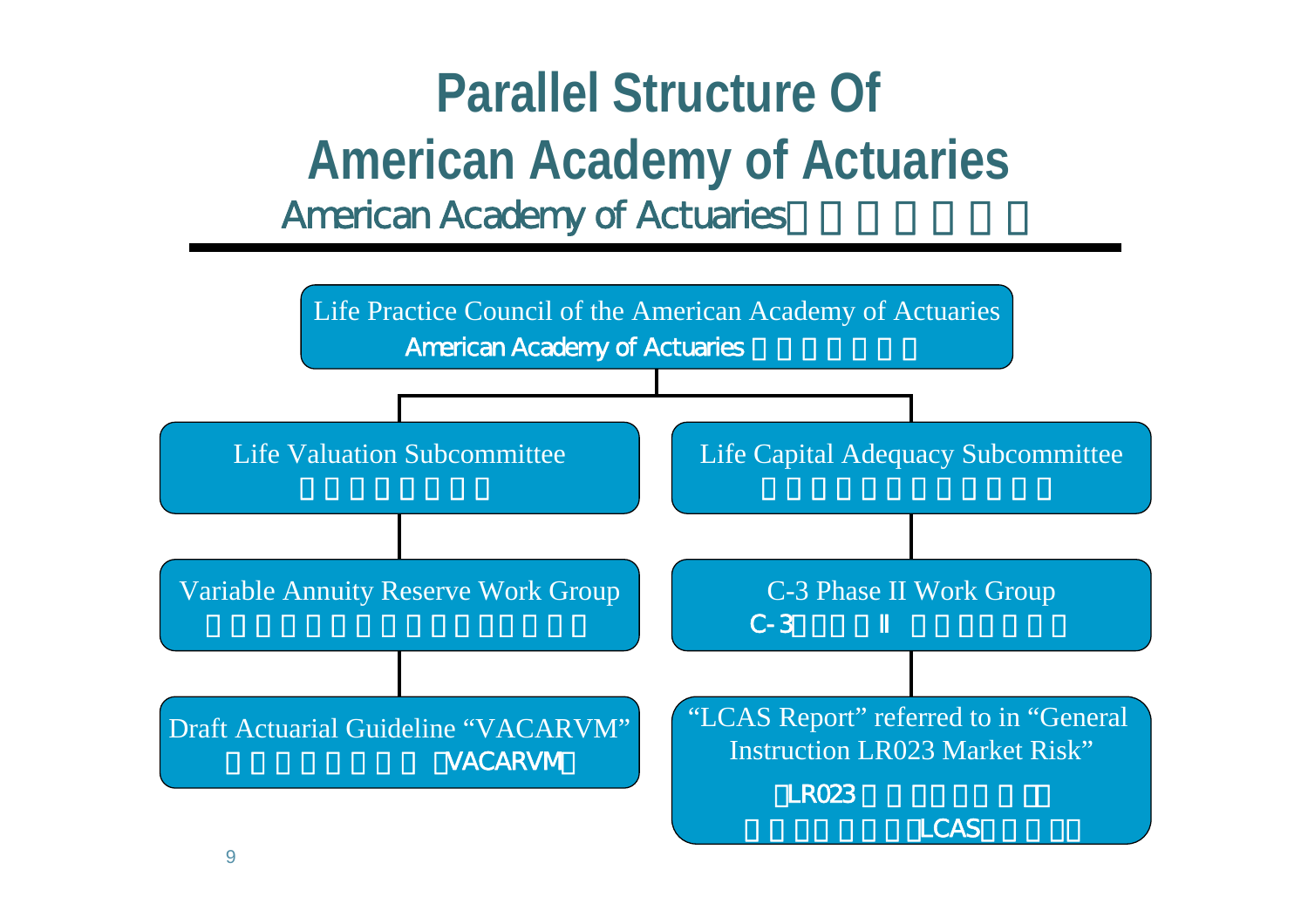# Parallel Structure Of American Academy of Actuaries

American Academy of Actuaries

- Life Practice Council of the American Academy of Actuaries
  American Academy of Actuaries
  - Life Valuation Subcommittee
    - Variable Annuity Reserve Work Group
      - Draft Actuarial Guideline "VACARVM"
        （VACARVM）
  - Life Capital Adequacy Subcommittee
    - C-3 Phase II Work Group
      C-3 II
      - "LCAS Report" referred to in "General Instruction LR023 Market Risk"
        （LR023
        LCAS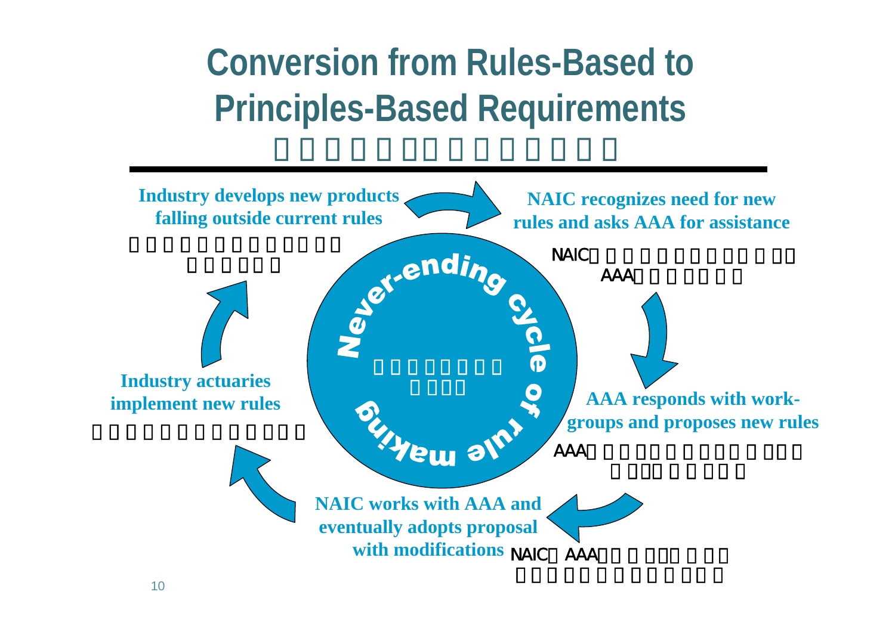# Conversion from Rules-Based to Principles-Based Requirements

**Industry develops new products falling outside current rules**

**NAIC recognizes need for new rules and asks AAA for assistance**

NAIC

AAA

**AAA responds with work-groups and proposes new rules**

AAA

**NAIC works with AAA and eventually adopts proposal with modifications**

NAIC AAA

**Industry actuaries implement new rules**

Never-ending cycle of rule making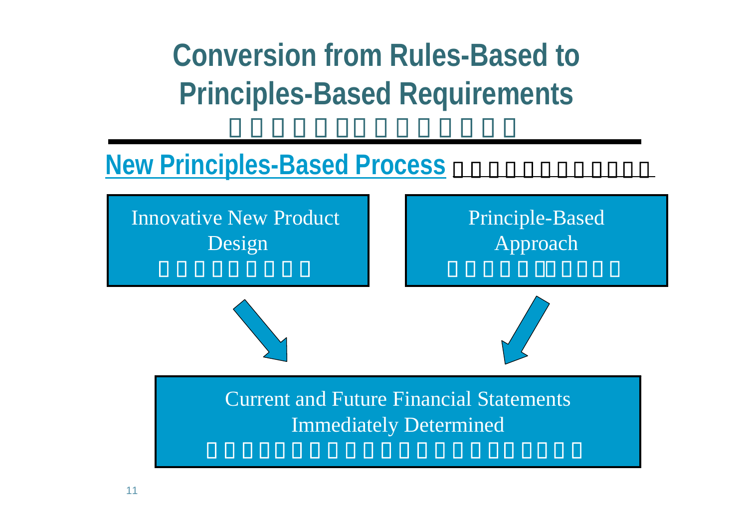# Conversion from Rules-Based to Principles-Based Requirements

## New Principles-Based Process

Innovative New Product Design

Principle-Based Approach

Current and Future Financial Statements Immediately Determined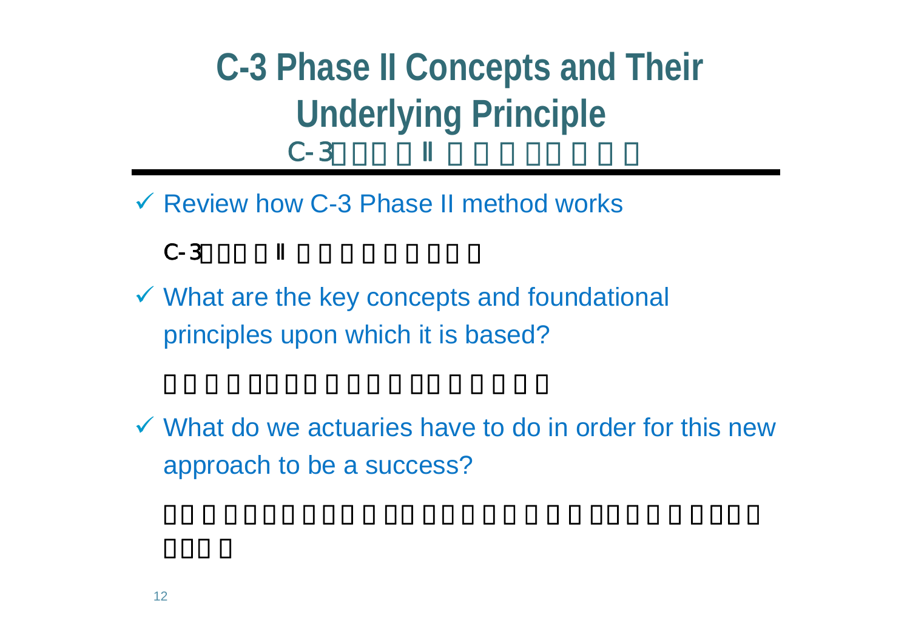# C-3 Phase II Concepts and Their Underlying Principle

- ✓ Review how C-3 Phase II method works
- ✓ What are the key concepts and foundational principles upon which it is based?
- ✓ What do we actuaries have to do in order for this new approach to be a success?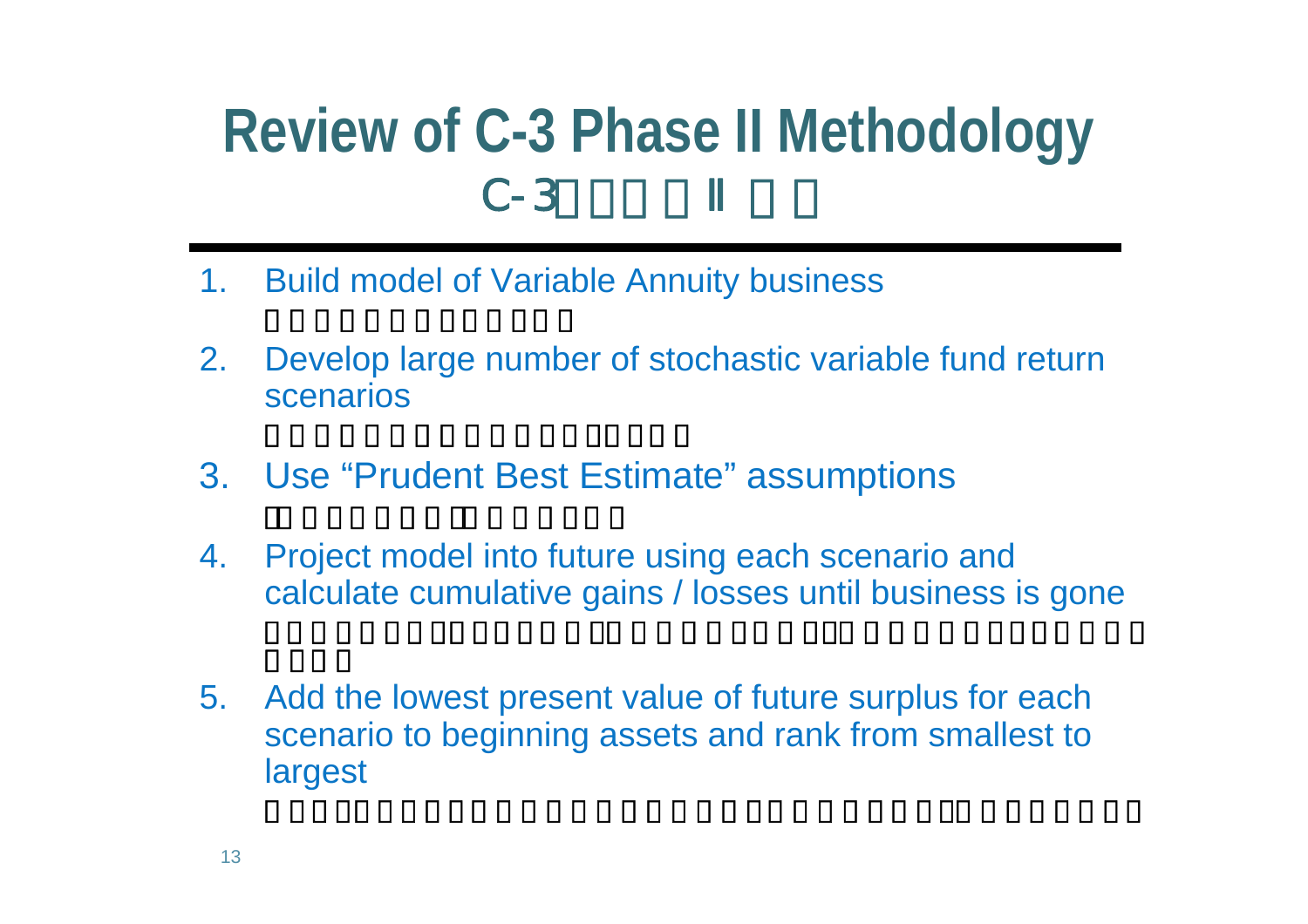# Review of C-3 Phase II Methodology

1. Build model of Variable Annuity business
2. Develop large number of stochastic variable fund return scenarios
3. Use "Prudent Best Estimate" assumptions
4. Project model into future using each scenario and calculate cumulative gains / losses until business is gone
5. Add the lowest present value of future surplus for each scenario to beginning assets and rank from smallest to largest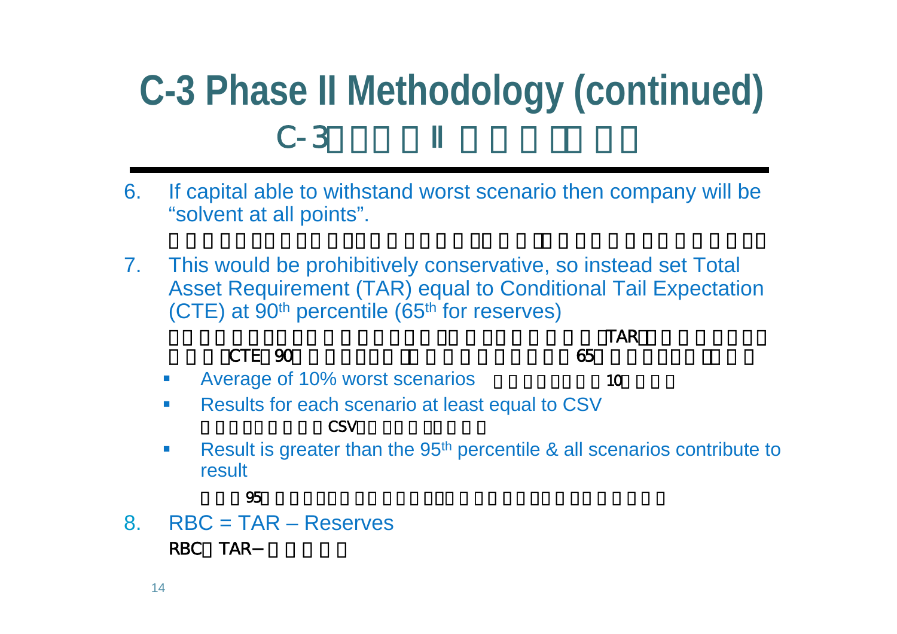# C-3 Phase II Methodology (continued)

6. If capital able to withstand worst scenario then company will be "solvent at all points".

7. This would be prohibitively conservative, so instead set Total Asset Requirement (TAR) equal to Conditional Tail Expectation (CTE) at 90th percentile (65th for reserves)

   - Average of 10% worst scenarios
   - Results for each scenario at least equal to CSV
   - Result is greater than the 95th percentile & all scenarios contribute to result

8. RBC = TAR – Reserves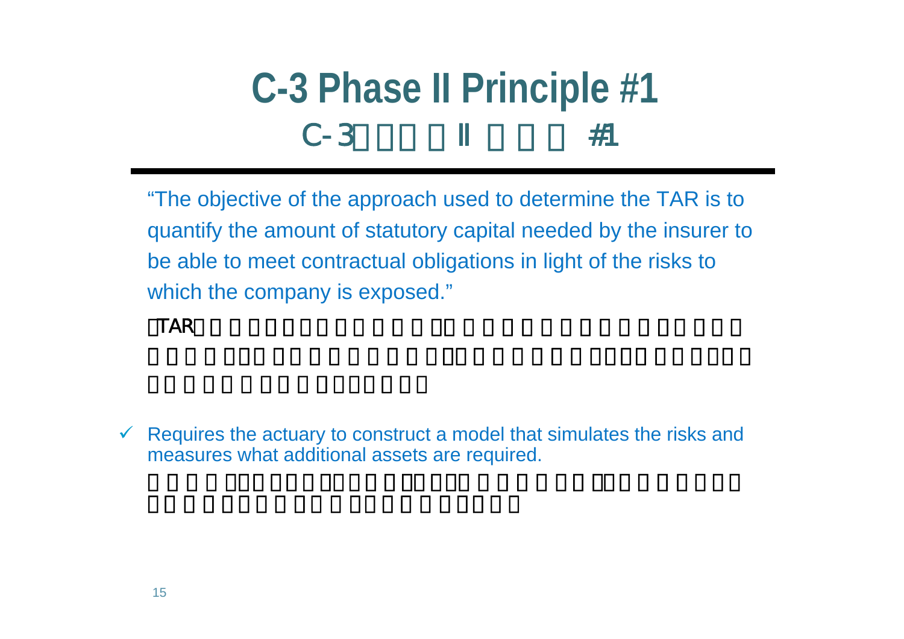# C-3 Phase II Principle #1

"The objective of the approach used to determine the TAR is to quantify the amount of statutory capital needed by the insurer to be able to meet contractual obligations in light of the risks to which the company is exposed."

- ✓ Requires the actuary to construct a model that simulates the risks and measures what additional assets are required.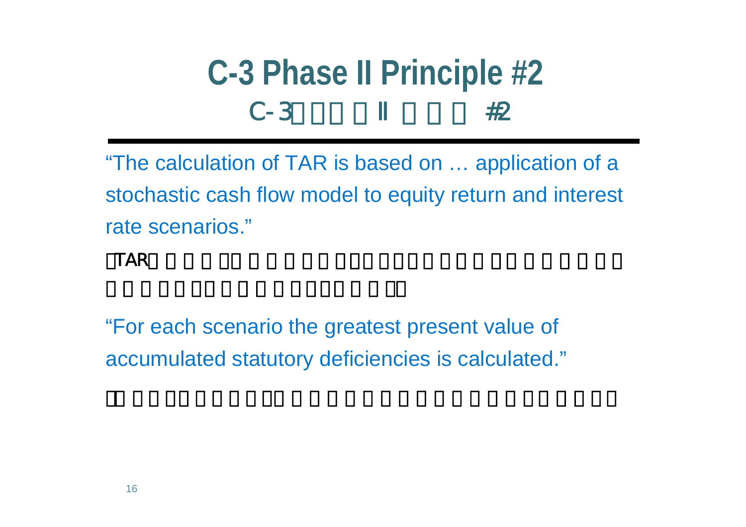# C-3 Phase II Principle #2

"The calculation of TAR is based on … application of a stochastic cash flow model to equity return and interest rate scenarios."

"For each scenario the greatest present value of accumulated statutory deficiencies is calculated."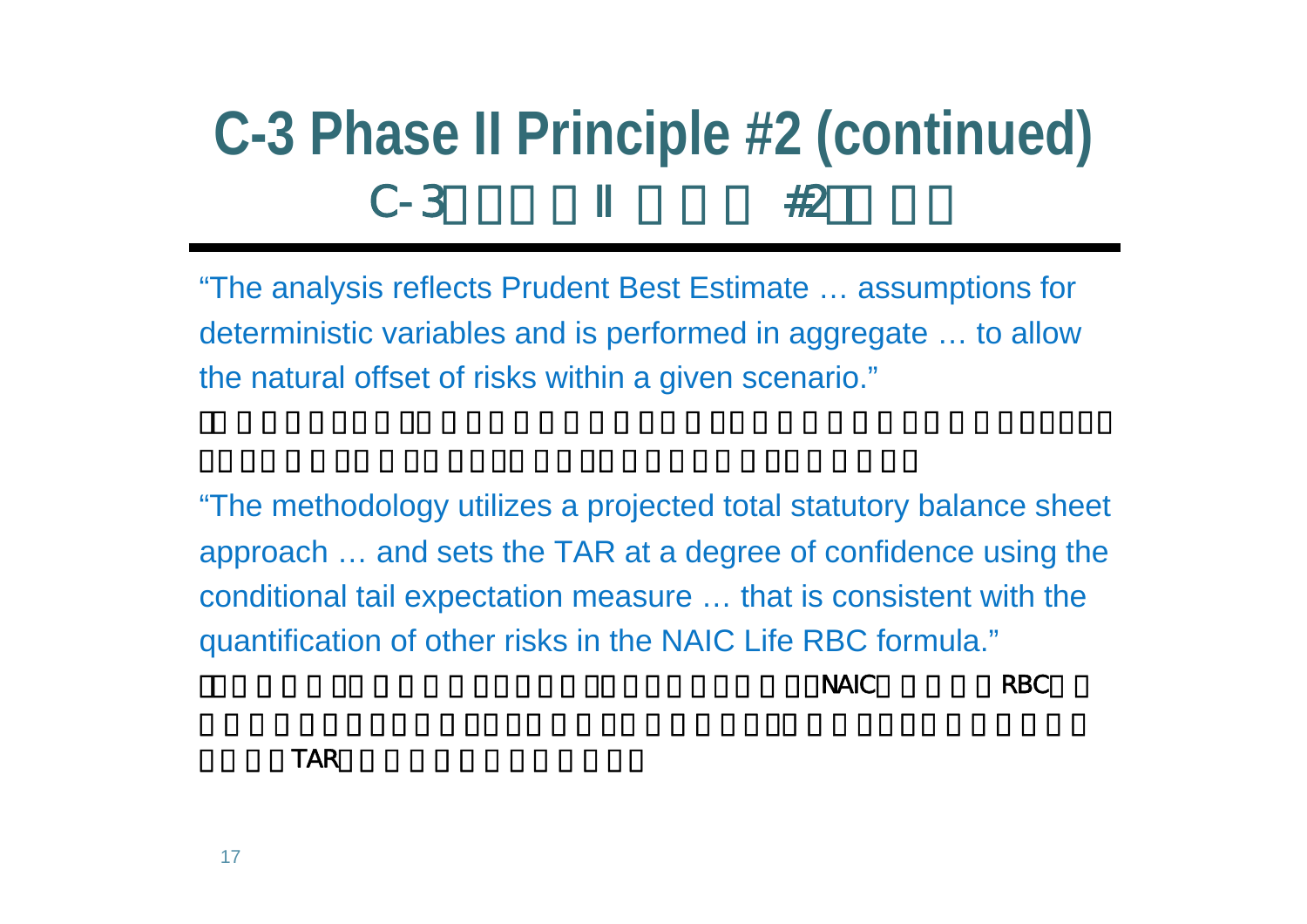# C-3 Phase II Principle #2 (continued)

“The analysis reflects Prudent Best Estimate … assumptions for deterministic variables and is performed in aggregate … to allow the natural offset of risks within a given scenario.”

“The methodology utilizes a projected total statutory balance sheet approach … and sets the TAR at a degree of confidence using the conditional tail expectation measure … that is consistent with the quantification of other risks in the NAIC Life RBC formula.”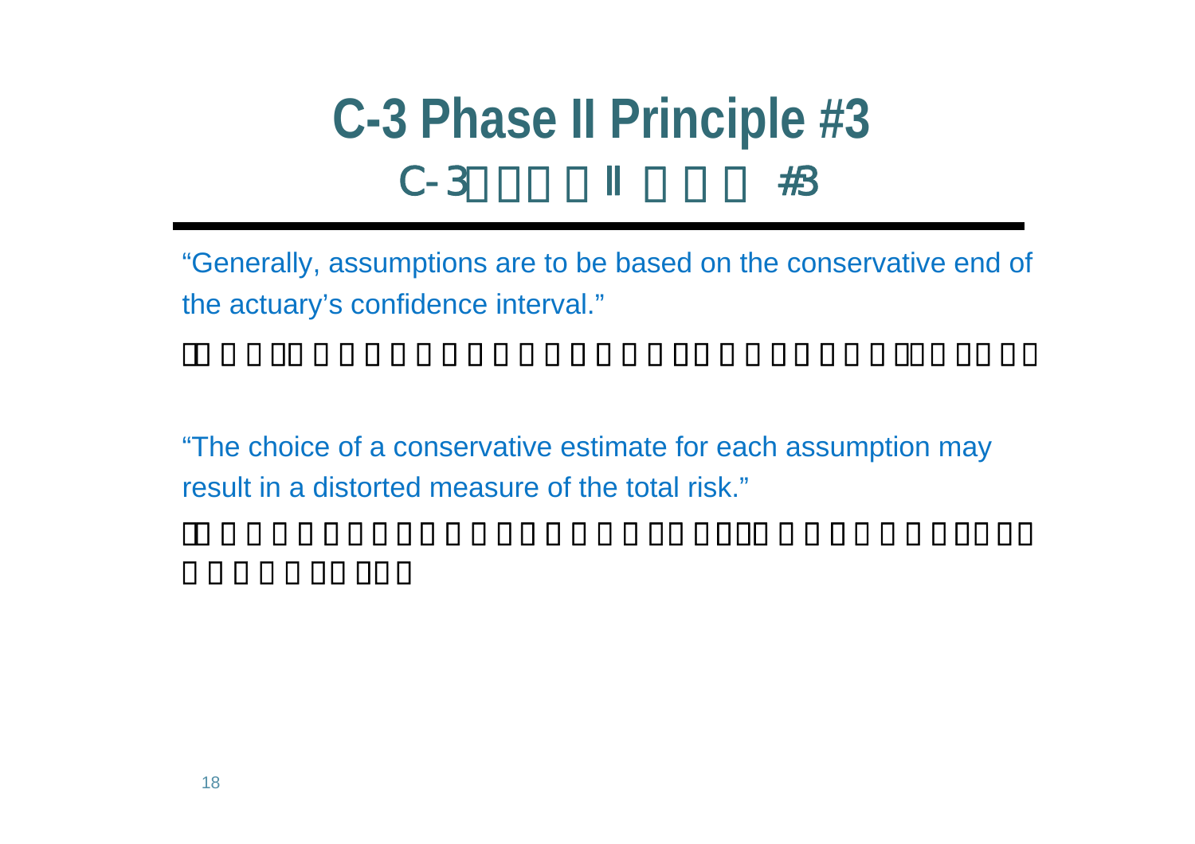# C-3 Phase II Principle #3

"Generally, assumptions are to be based on the conservative end of the actuary's confidence interval."

"The choice of a conservative estimate for each assumption may result in a distorted measure of the total risk."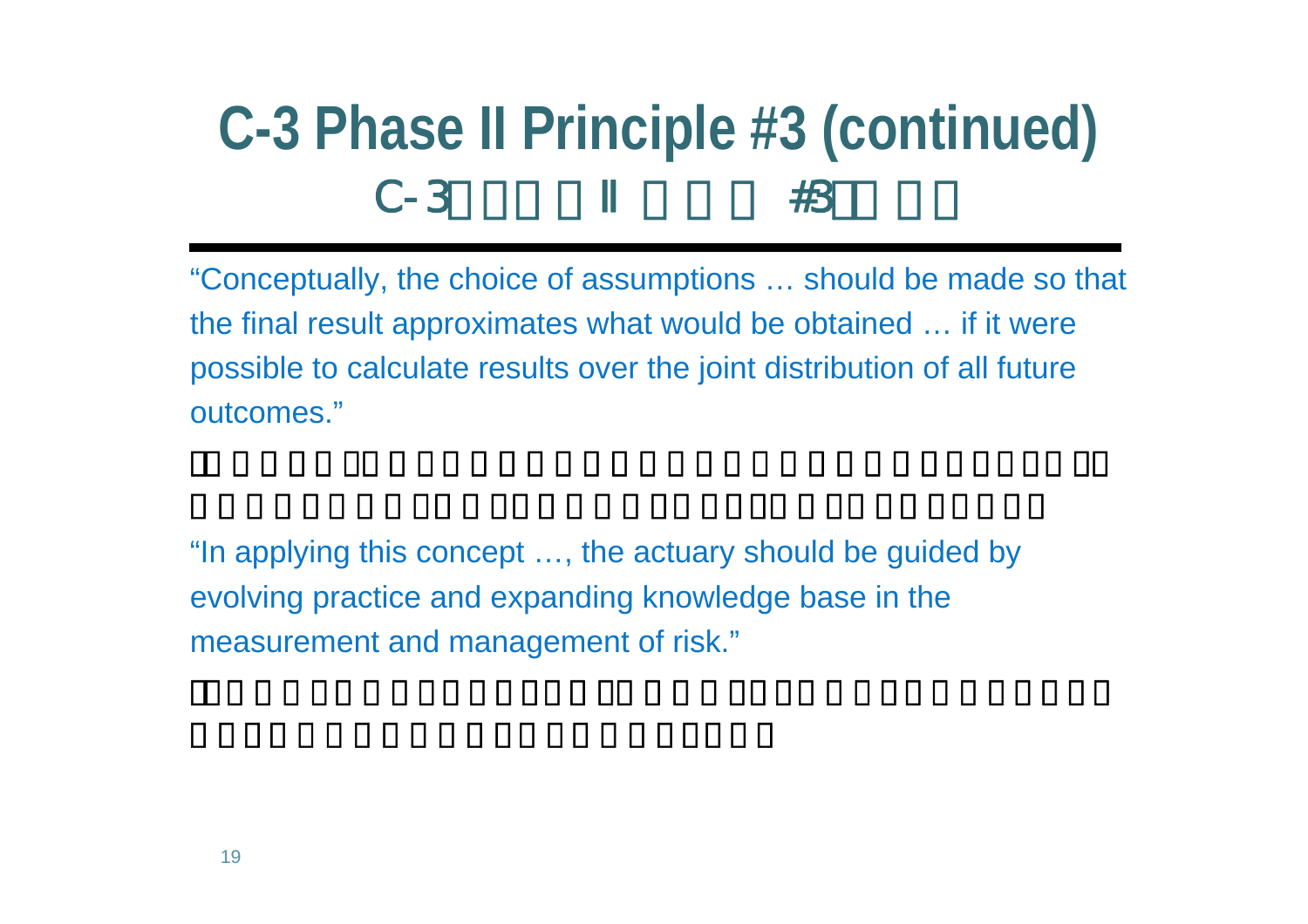# C-3 Phase II Principle #3 (continued)

"Conceptually, the choice of assumptions … should be made so that the final result approximates what would be obtained … if it were possible to calculate results over the joint distribution of all future outcomes."

"In applying this concept …, the actuary should be guided by evolving practice and expanding knowledge base in the measurement and management of risk."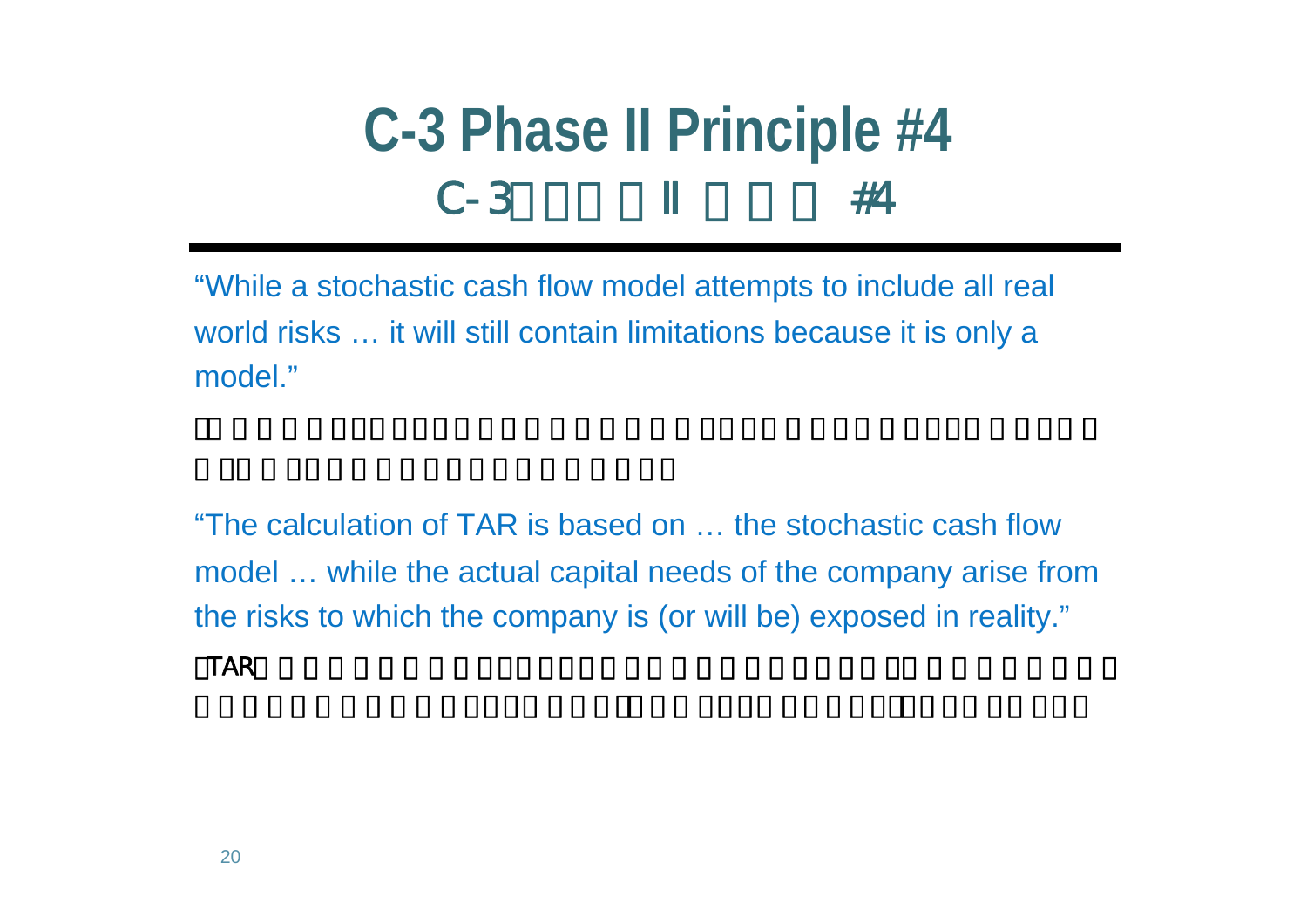# C-3 Phase II Principle #4

"While a stochastic cash flow model attempts to include all real world risks … it will still contain limitations because it is only a model."

"The calculation of TAR is based on … the stochastic cash flow model … while the actual capital needs of the company arise from the risks to which the company is (or will be) exposed in reality."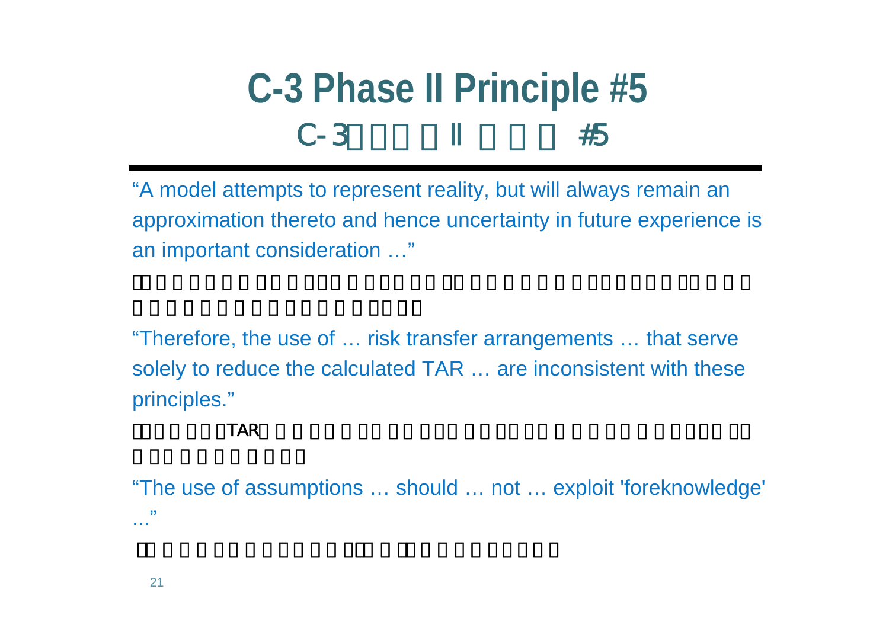# C-3 Phase II Principle #5

"A model attempts to represent reality, but will always remain an approximation thereto and hence uncertainty in future experience is an important consideration …"

"Therefore, the use of … risk transfer arrangements … that serve solely to reduce the calculated TAR … are inconsistent with these principles."

"The use of assumptions … should … not … exploit 'foreknowledge' ..."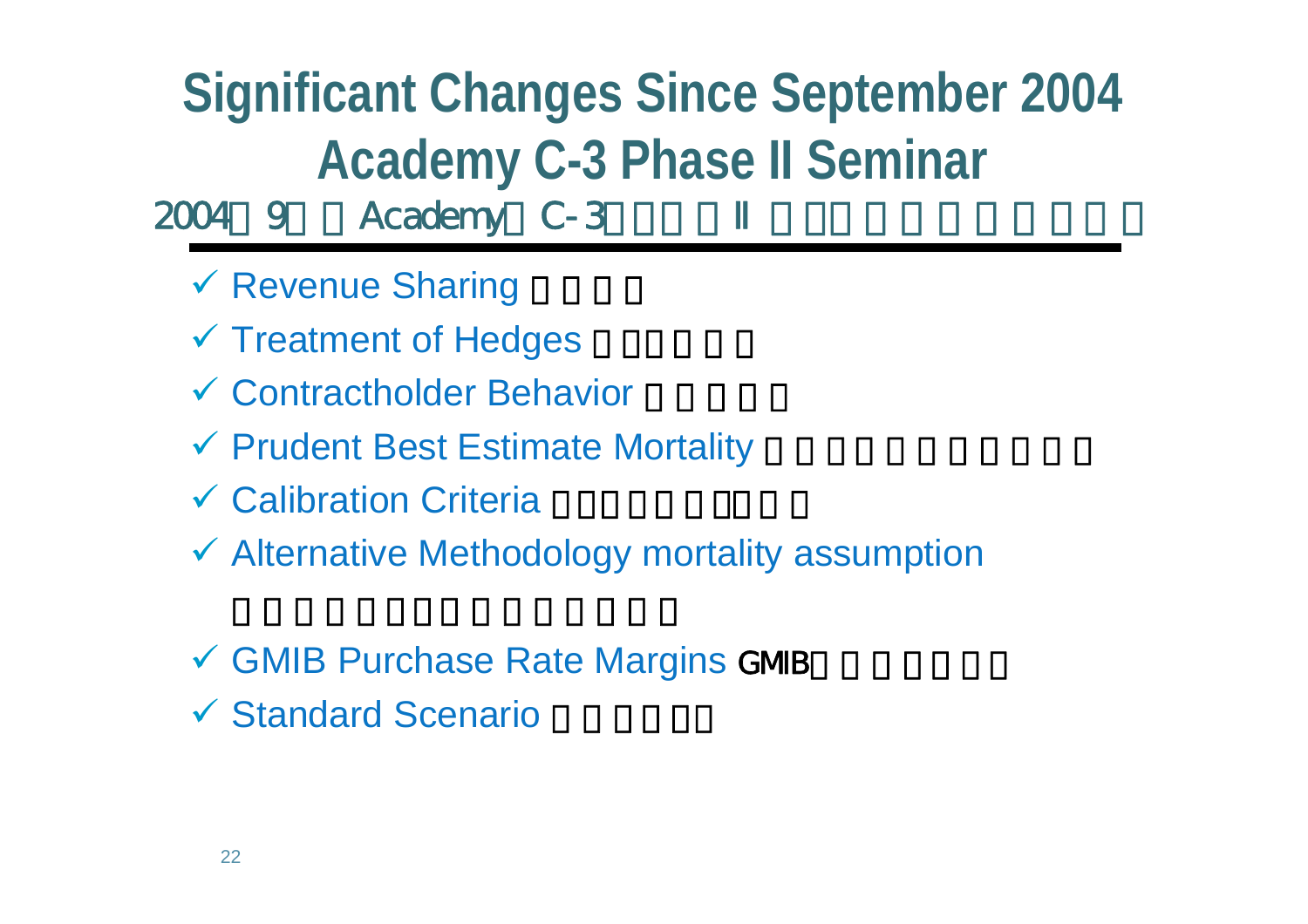# Significant Changes Since September 2004 Academy C-3 Phase II Seminar

2004 9 Academy C-3 II

- ✓ Revenue Sharing
- ✓ Treatment of Hedges
- ✓ Contractholder Behavior
- ✓ Prudent Best Estimate Mortality
- ✓ Calibration Criteria
- ✓ Alternative Methodology mortality assumption
- ✓ GMIB Purchase Rate Margins GMIB
- ✓ Standard Scenario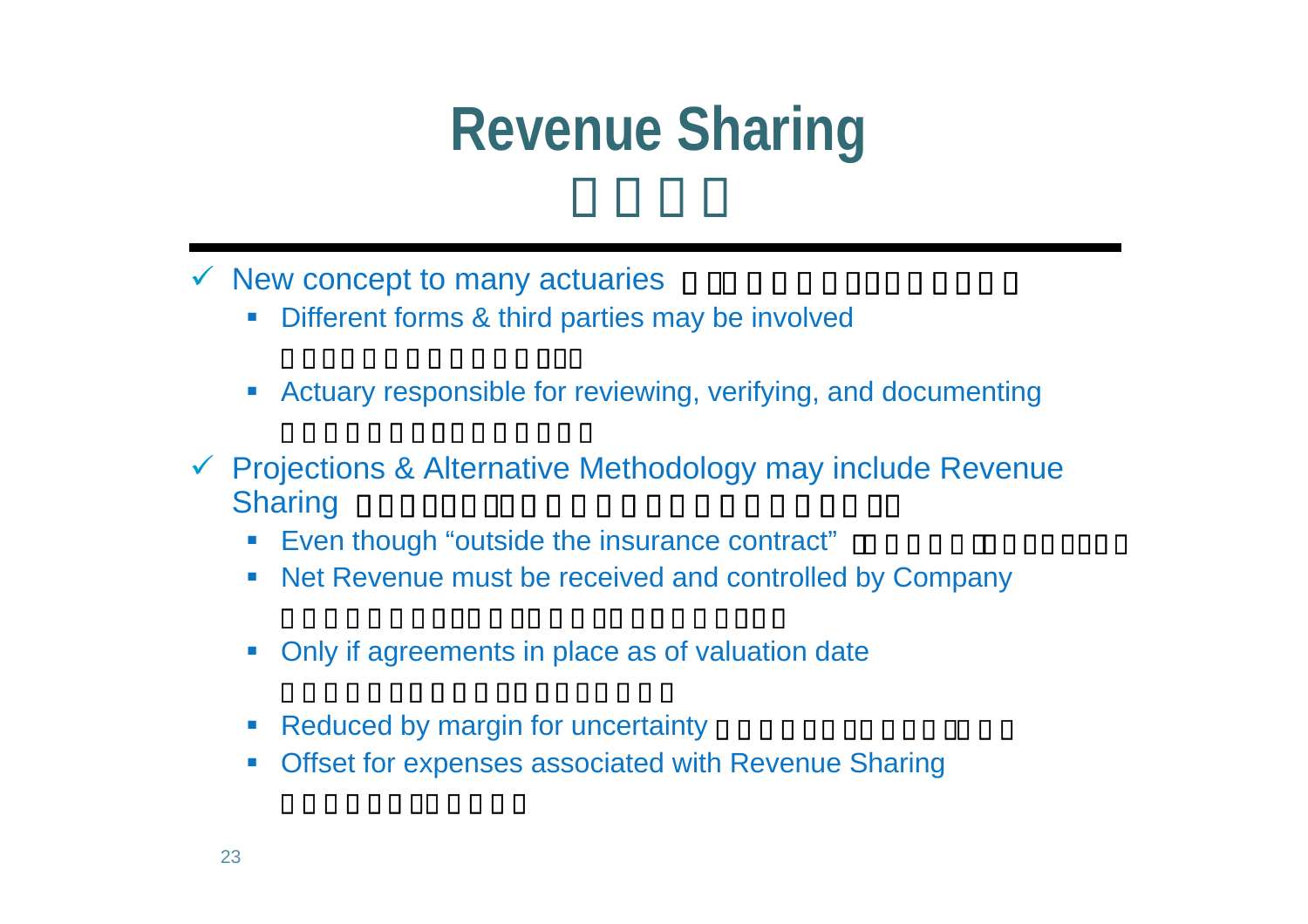# Revenue Sharing

- New concept to many actuaries
  - Different forms & third parties may be involved
  - Actuary responsible for reviewing, verifying, and documenting
- Projections & Alternative Methodology may include Revenue Sharing
  - Even though "outside the insurance contract"
  - Net Revenue must be received and controlled by Company
  - Only if agreements in place as of valuation date
  - Reduced by margin for uncertainty
  - Offset for expenses associated with Revenue Sharing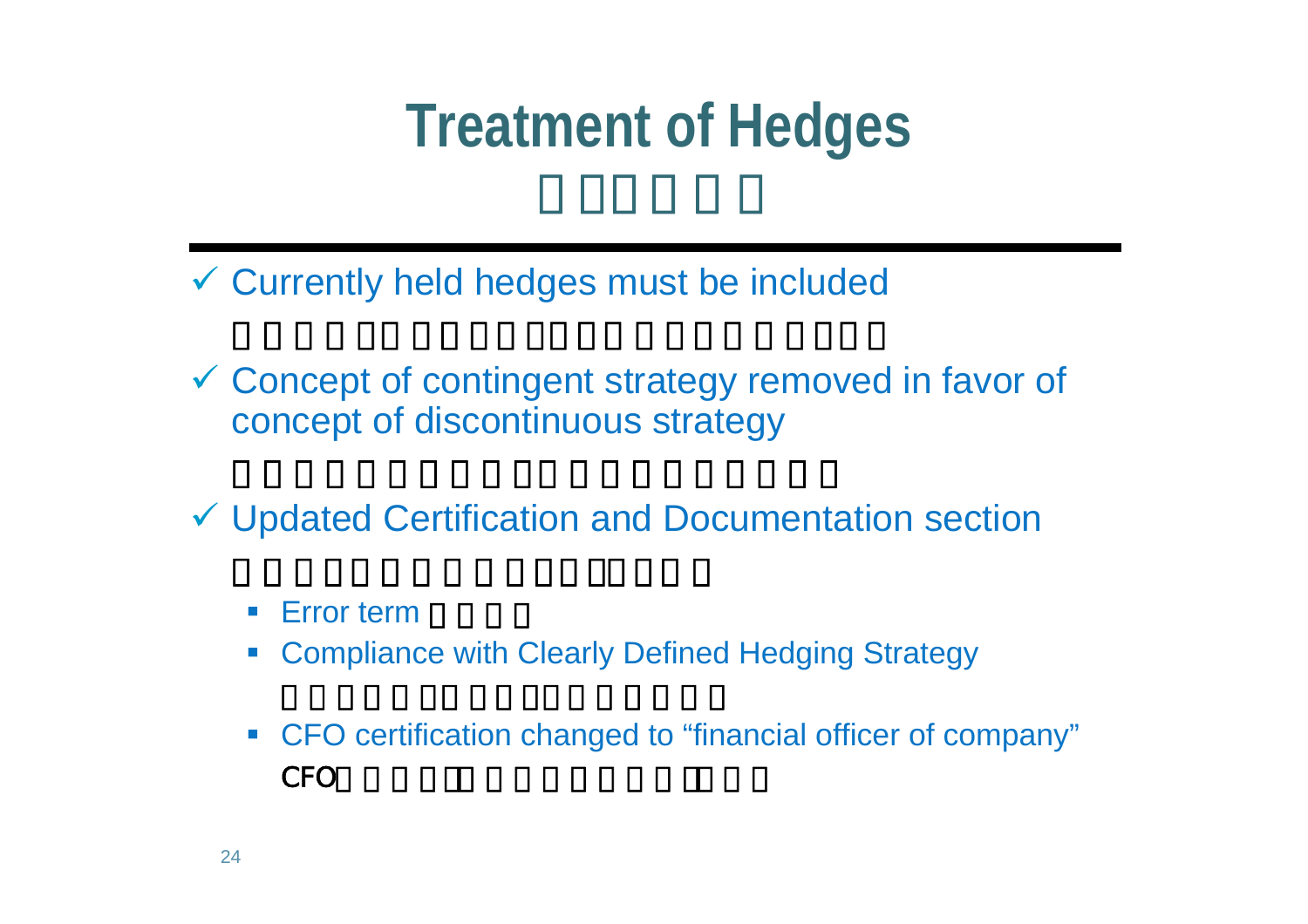# Treatment of Hedges

- ✓ Currently held hedges must be included
- ✓ Concept of contingent strategy removed in favor of concept of discontinuous strategy
- ✓ Updated Certification and Documentation section
  - Error term
  - Compliance with Clearly Defined Hedging Strategy
  - CFO certification changed to "financial officer of company"

    CFO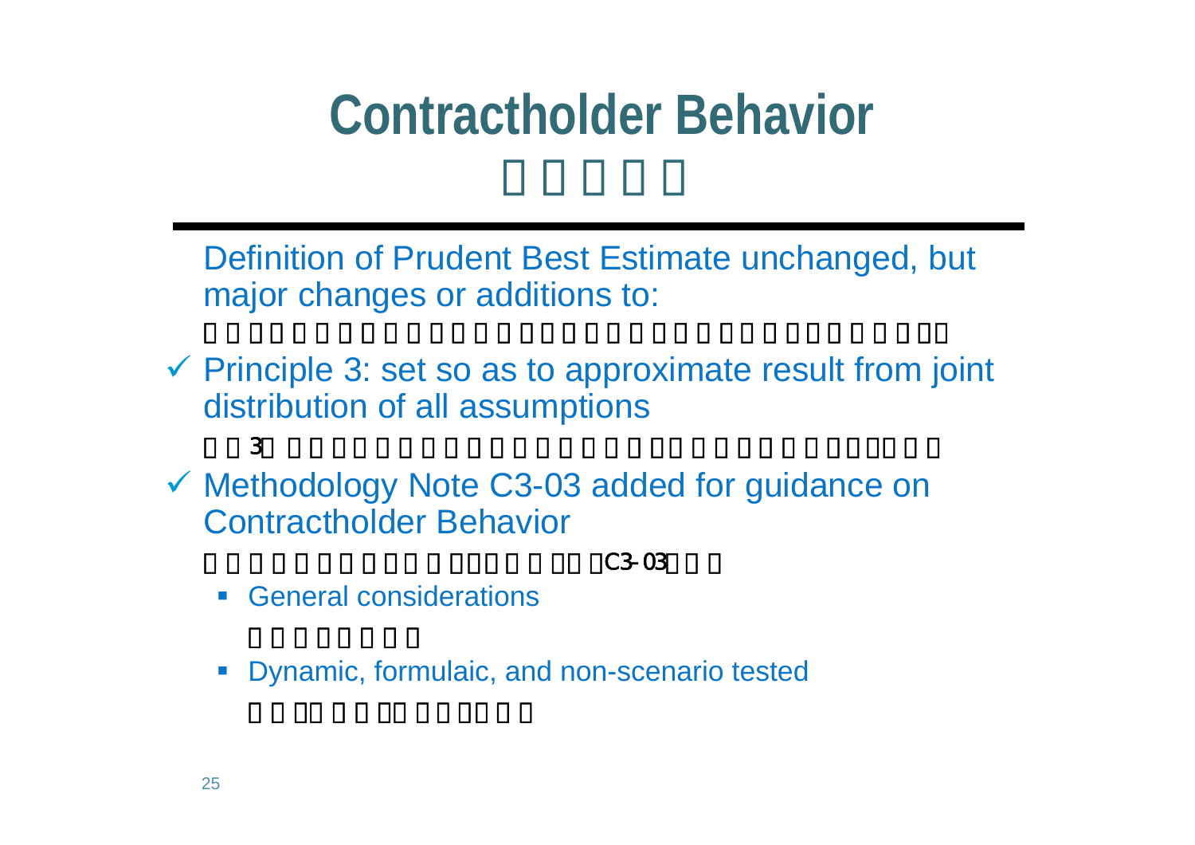# Contractholder Behavior

Definition of Prudent Best Estimate unchanged, but major changes or additions to:

- ✓ Principle 3: set so as to approximate result from joint distribution of all assumptions
- ✓ Methodology Note C3-03 added for guidance on Contractholder Behavior
  - General considerations
  - Dynamic, formulaic, and non-scenario tested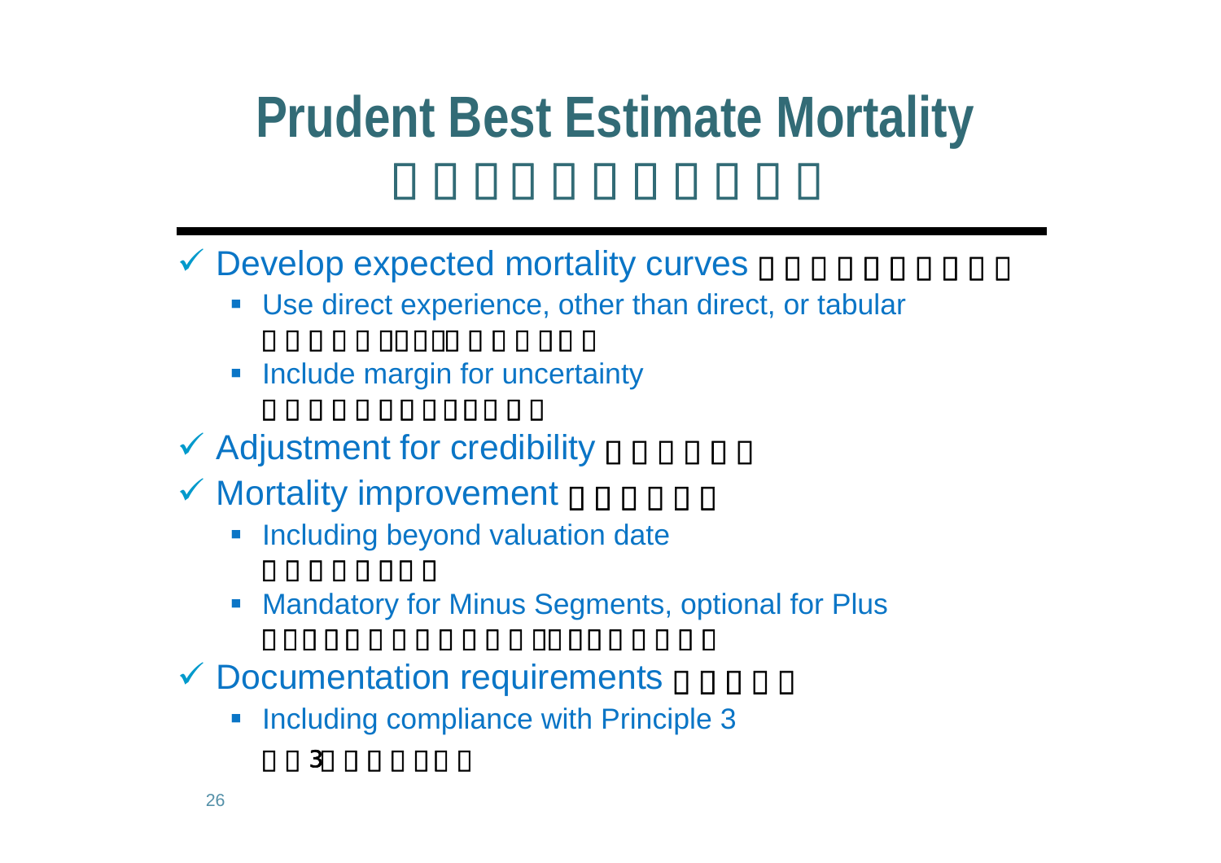# Prudent Best Estimate Mortality

- ✓ Develop expected mortality curves
  - Use direct experience, other than direct, or tabular
  - Include margin for uncertainty
- ✓ Adjustment for credibility
- ✓ Mortality improvement
  - Including beyond valuation date
  - Mandatory for Minus Segments, optional for Plus
- ✓ Documentation requirements
  - Including compliance with Principle 3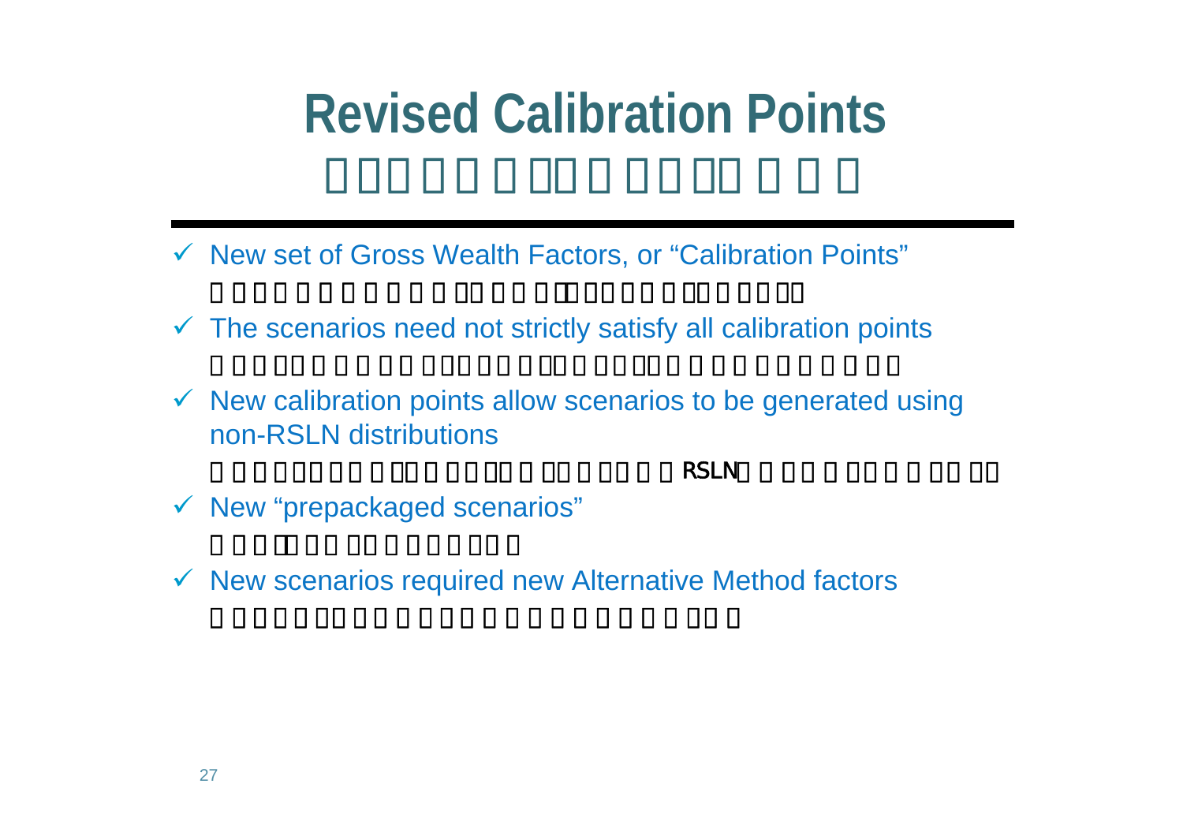# Revised Calibration Points

- New set of Gross Wealth Factors, or “Calibration Points”
- The scenarios need not strictly satisfy all calibration points
- New calibration points allow scenarios to be generated using non-RSLN distributions

  RSLN
- New “prepackaged scenarios”
- New scenarios required new Alternative Method factors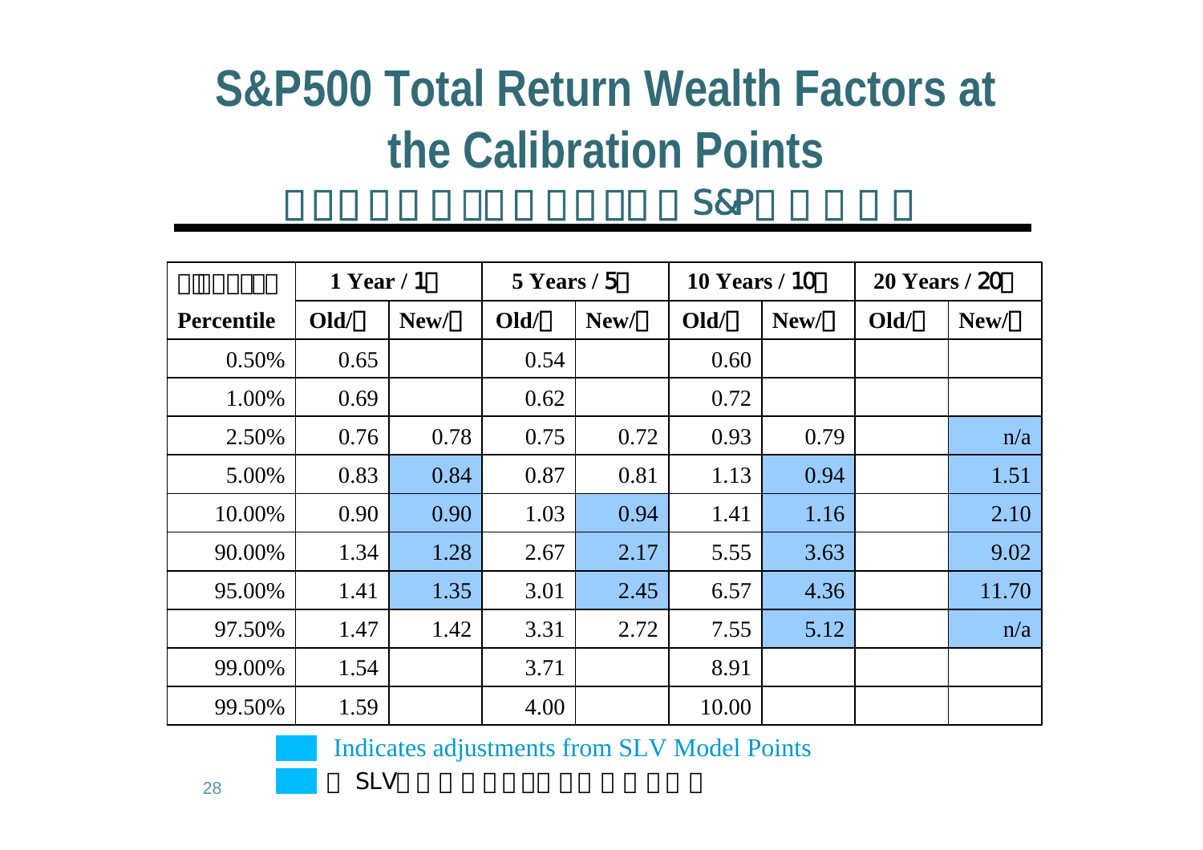# S&P500 Total Return Wealth Factors at the Calibration Points

| Percentile | 1 Year | | 5 Years | | 10 Years | | 20 Years | |
|---|---|---|---|---|---|---|---|---|
| | Old | New | Old | New | Old | New | Old | New |
| 0.50% | 0.65 | | 0.54 | | 0.60 | | | |
| 1.00% | 0.69 | | 0.62 | | 0.72 | | | |
| 2.50% | 0.76 | 0.78 | 0.75 | 0.72 | 0.93 | 0.79 | | n/a |
| 5.00% | 0.83 | 0.84 | 0.87 | 0.81 | 1.13 | 0.94 | | 1.51 |
| 10.00% | 0.90 | 0.90 | 1.03 | 0.94 | 1.41 | 1.16 | | 2.10 |
| 90.00% | 1.34 | 1.28 | 2.67 | 2.17 | 5.55 | 3.63 | | 9.02 |
| 95.00% | 1.41 | 1.35 | 3.01 | 2.45 | 6.57 | 4.36 | | 11.70 |
| 97.50% | 1.47 | 1.42 | 3.31 | 2.72 | 7.55 | 5.12 | | n/a |
| 99.00% | 1.54 | | 3.71 | | 8.91 | | | |
| 99.50% | 1.59 | | 4.00 | | 10.00 | | | |

Indicates adjustments from SLV Model Points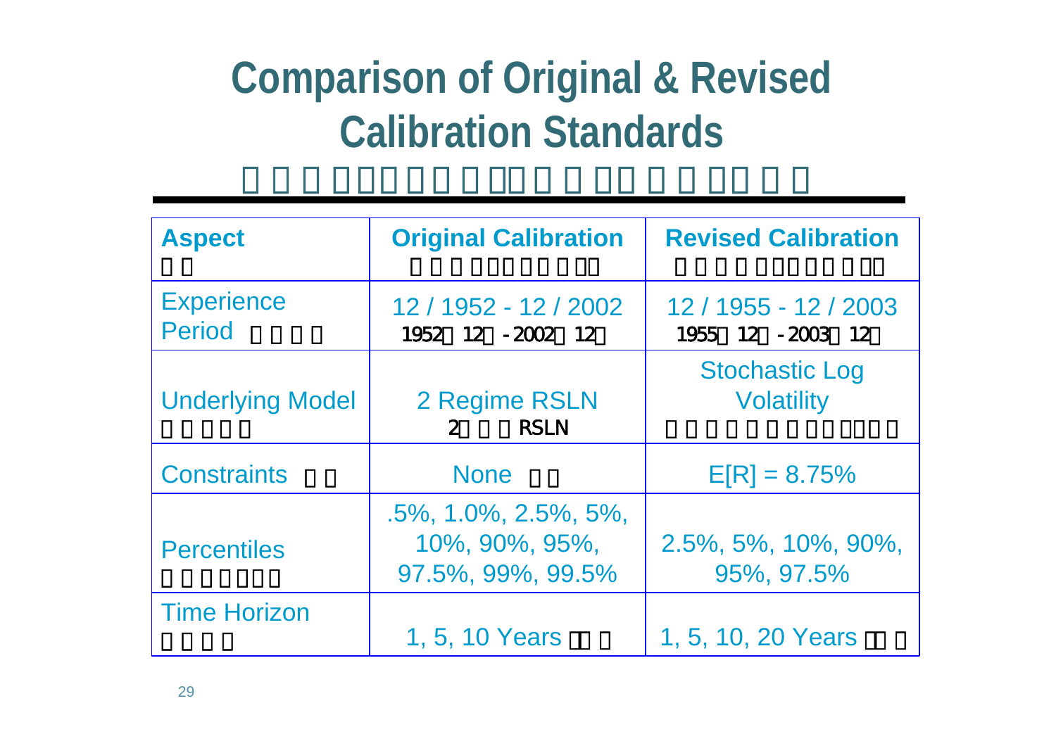# Comparison of Original & Revised Calibration Standards

| Aspect | Original Calibration | Revised Calibration |
|---|---|---|
| Experience Period | 12 / 1952 - 12 / 2002 | 12 / 1955 - 12 / 2003 |
| Underlying Model | 2 Regime RSLN | Stochastic Log Volatility |
| Constraints | None | E[R] = 8.75% |
| Percentiles | .5%, 1.0%, 2.5%, 5%, 10%, 90%, 95%, 97.5%, 99%, 99.5% | 2.5%, 5%, 10%, 90%, 95%, 97.5% |
| Time Horizon | 1, 5, 10 Years | 1, 5, 10, 20 Years |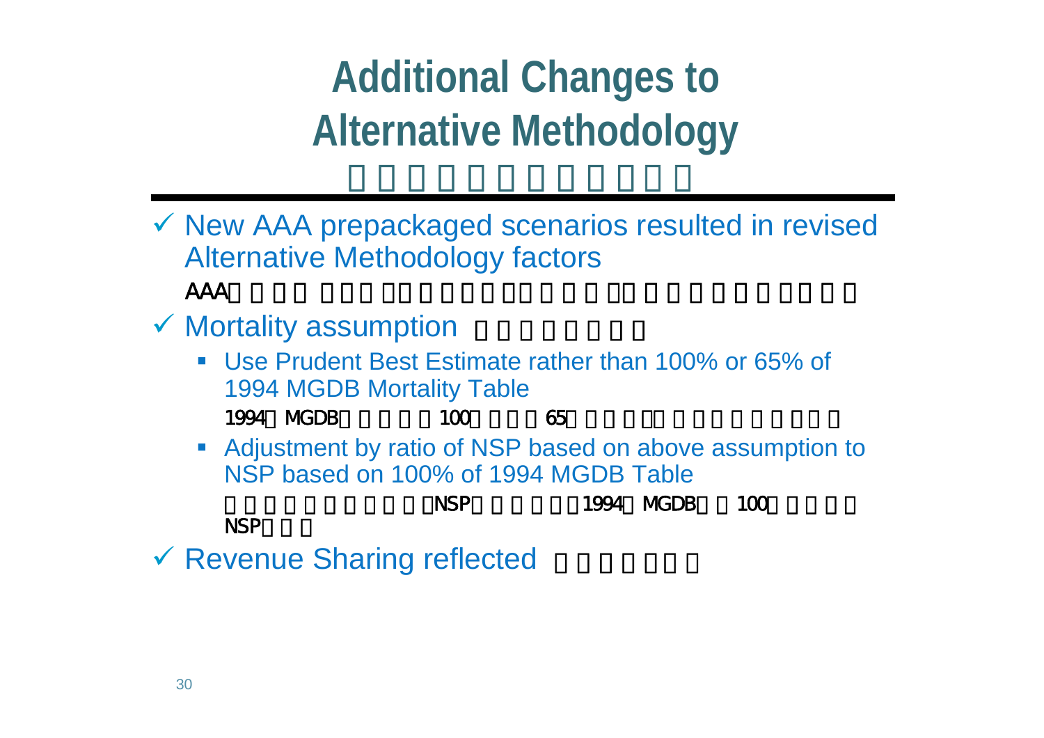# Additional Changes to Alternative Methodology

- New AAA prepackaged scenarios resulted in revised Alternative Methodology factors

  AAA

- Mortality assumption
  - Use Prudent Best Estimate rather than 100% or 65% of 1994 MGDB Mortality Table

    1994 MGDB 100 65

  - Adjustment by ratio of NSP based on above assumption to NSP based on 100% of 1994 MGDB Table

    NSP 1994 MGDB 100 NSP

- Revenue Sharing reflected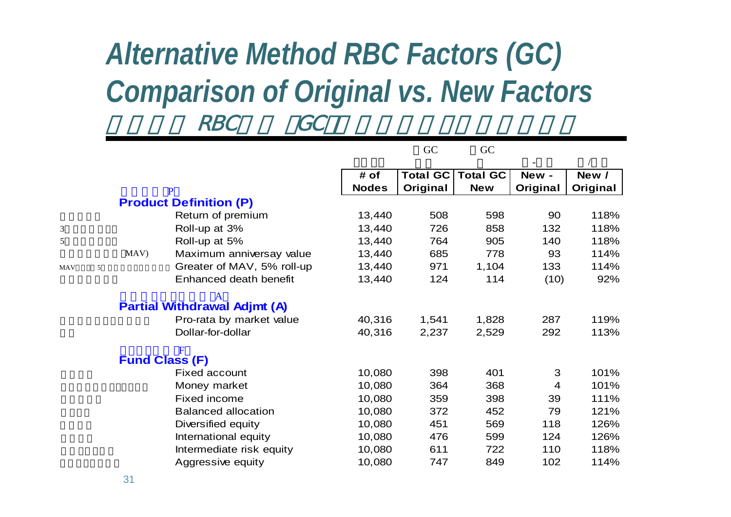# Alternative Method RBC Factors (GC) Comparison of Original vs. New Factors

| | # of Nodes | Total GC Original | Total GC New | New - Original | New / Original |
|---|---|---|---|---|---|
| **Product Definition (P)** | | | | | |
| Return of premium | 13,440 | 508 | 598 | 90 | 118% |
| Roll-up at 3% | 13,440 | 726 | 858 | 132 | 118% |
| Roll-up at 5% | 13,440 | 764 | 905 | 140 | 118% |
| Maximum anniversay value | 13,440 | 685 | 778 | 93 | 114% |
| Greater of MAV, 5% roll-up | 13,440 | 971 | 1,104 | 133 | 114% |
| Enhanced death benefit | 13,440 | 124 | 114 | (10) | 92% |
| **Partial Withdrawal Adjmt (A)** | | | | | |
| Pro-rata by market value | 40,316 | 1,541 | 1,828 | 287 | 119% |
| Dollar-for-dollar | 40,316 | 2,237 | 2,529 | 292 | 113% |
| **Fund Class (F)** | | | | | |
| Fixed account | 10,080 | 398 | 401 | 3 | 101% |
| Money market | 10,080 | 364 | 368 | 4 | 101% |
| Fixed income | 10,080 | 359 | 398 | 39 | 111% |
| Balanced allocation | 10,080 | 372 | 452 | 79 | 121% |
| Diversified equity | 10,080 | 451 | 569 | 118 | 126% |
| International equity | 10,080 | 476 | 599 | 124 | 126% |
| Intermediate risk equity | 10,080 | 611 | 722 | 110 | 118% |
| Aggressive equity | 10,080 | 747 | 849 | 102 | 114% |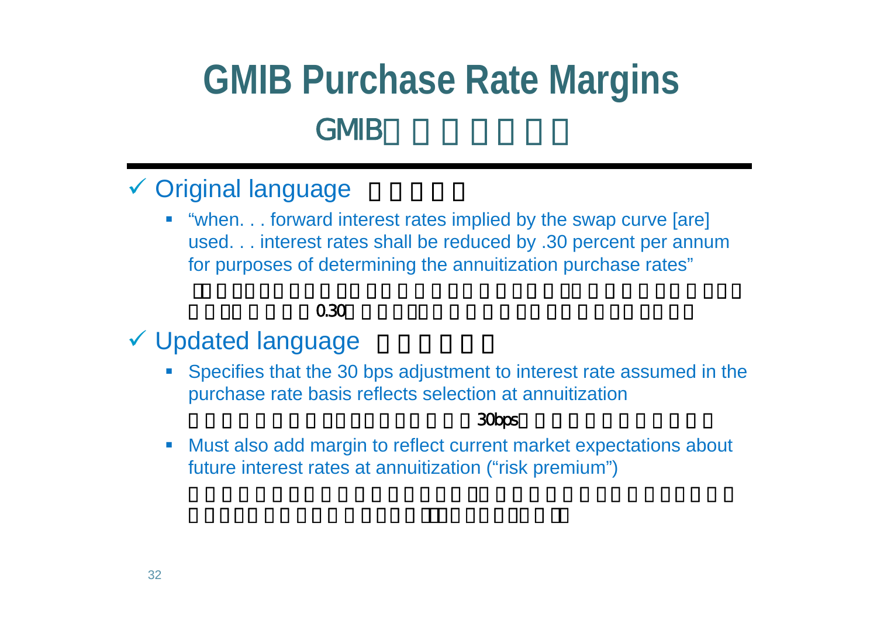# GMIB Purchase Rate Margins

## GMIB

- ✓ Original language
  - "when. . . forward interest rates implied by the swap curve [are] used. . . interest rates shall be reduced by .30 percent per annum for purposes of determining the annuitization purchase rates"

    0.30

- ✓ Updated language
  - Specifies that the 30 bps adjustment to interest rate assumed in the purchase rate basis reflects selection at annuitization

    30bps

  - Must also add margin to reflect current market expectations about future interest rates at annuitization ("risk premium")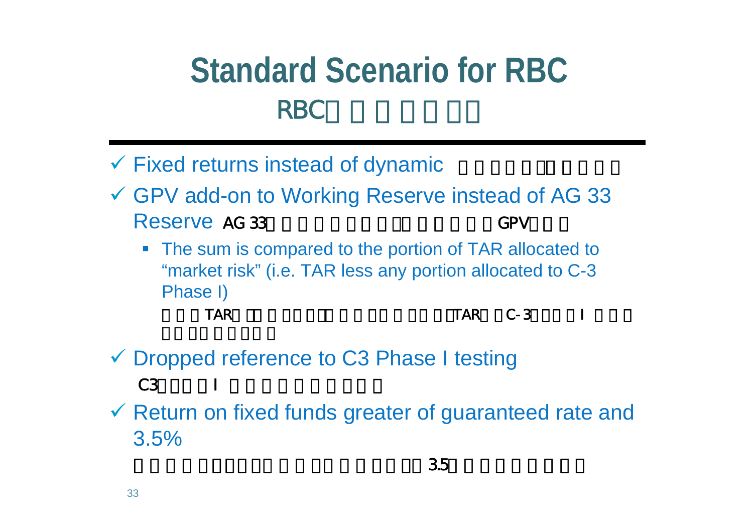# Standard Scenario for RBC

- ✓ Fixed returns instead of dynamic
- ✓ GPV add-on to Working Reserve instead of AG 33 Reserve
  - The sum is compared to the portion of TAR allocated to "market risk" (i.e. TAR less any portion allocated to C-3 Phase I)
- ✓ Dropped reference to C3 Phase I testing
- ✓ Return on fixed funds greater of guaranteed rate and 3.5%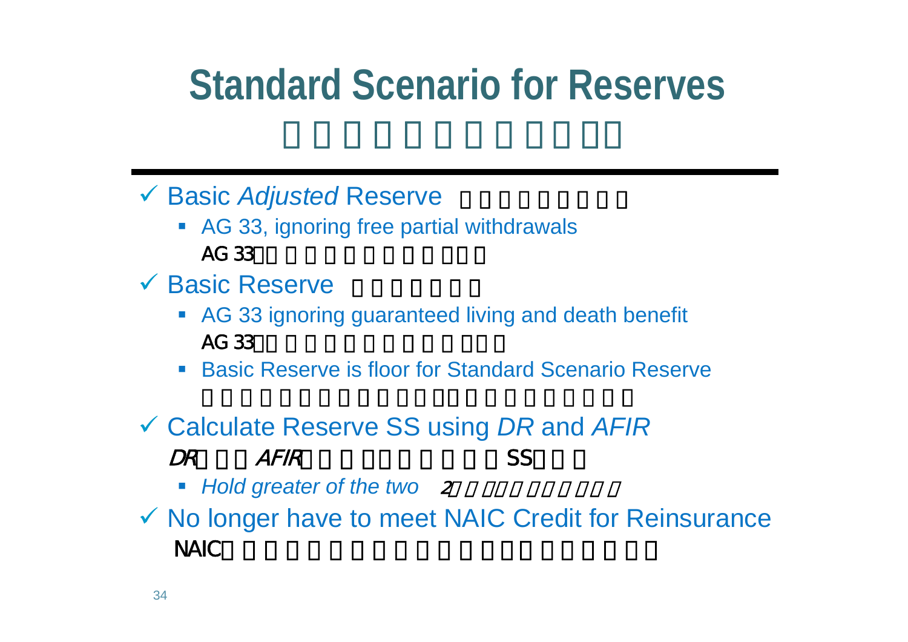# Standard Scenario for Reserves

- ✓ Basic *Adjusted* Reserve
  - AG 33, ignoring free partial withdrawals
- ✓ Basic Reserve
  - AG 33 ignoring guaranteed living and death benefit
  - Basic Reserve is floor for Standard Scenario Reserve
- ✓ Calculate Reserve SS using *DR* and *AFIR*
  - *Hold greater of the two*
- ✓ No longer have to meet NAIC Credit for Reinsurance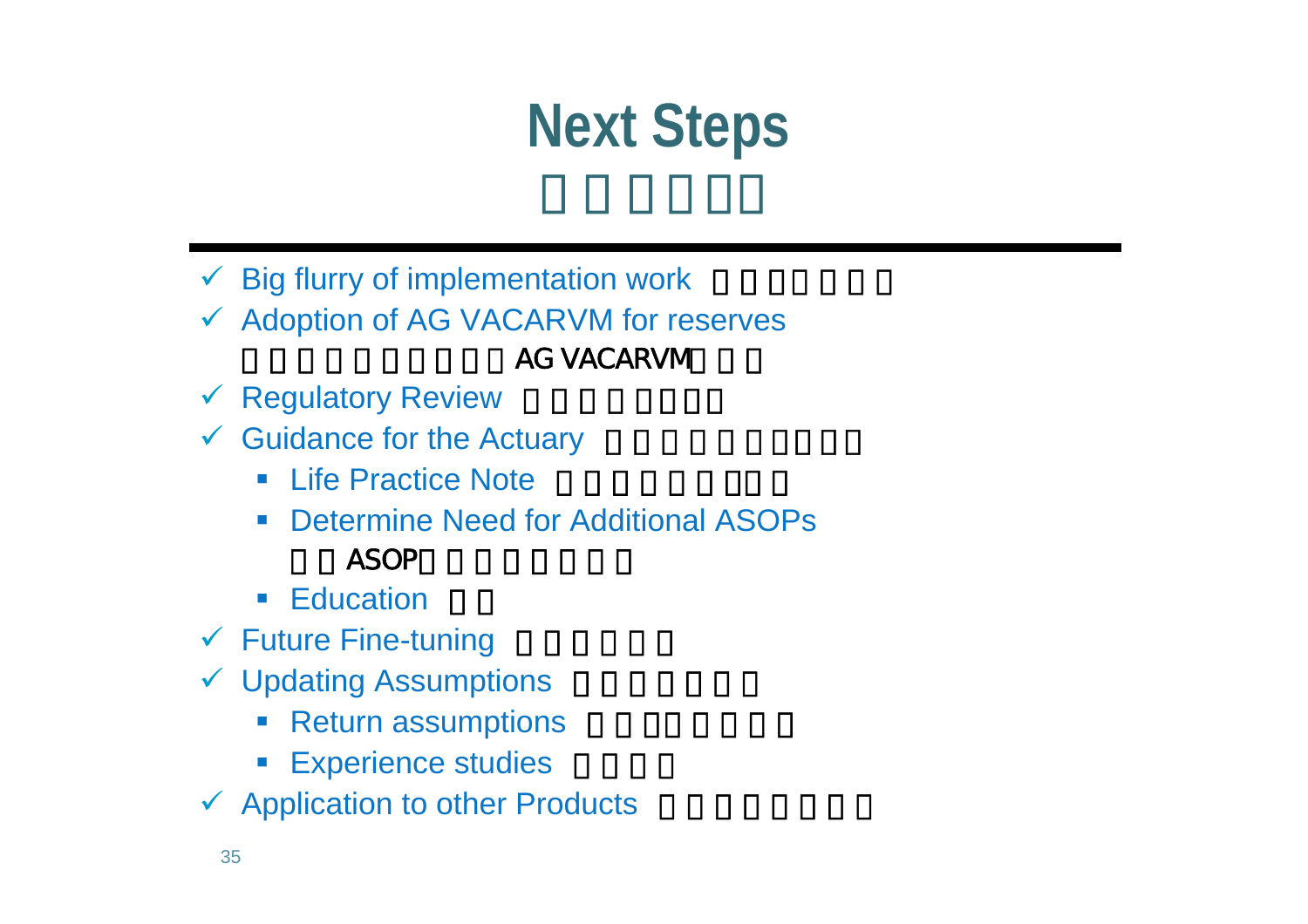# Next Steps

- ✓ Big flurry of implementation work
- ✓ Adoption of AG VACARVM for reserves
  AG VACARVM
- ✓ Regulatory Review
- ✓ Guidance for the Actuary
  - Life Practice Note
  - Determine Need for Additional ASOPs
    ASOP
  - Education
- ✓ Future Fine-tuning
- ✓ Updating Assumptions
  - Return assumptions
  - Experience studies
- ✓ Application to other Products